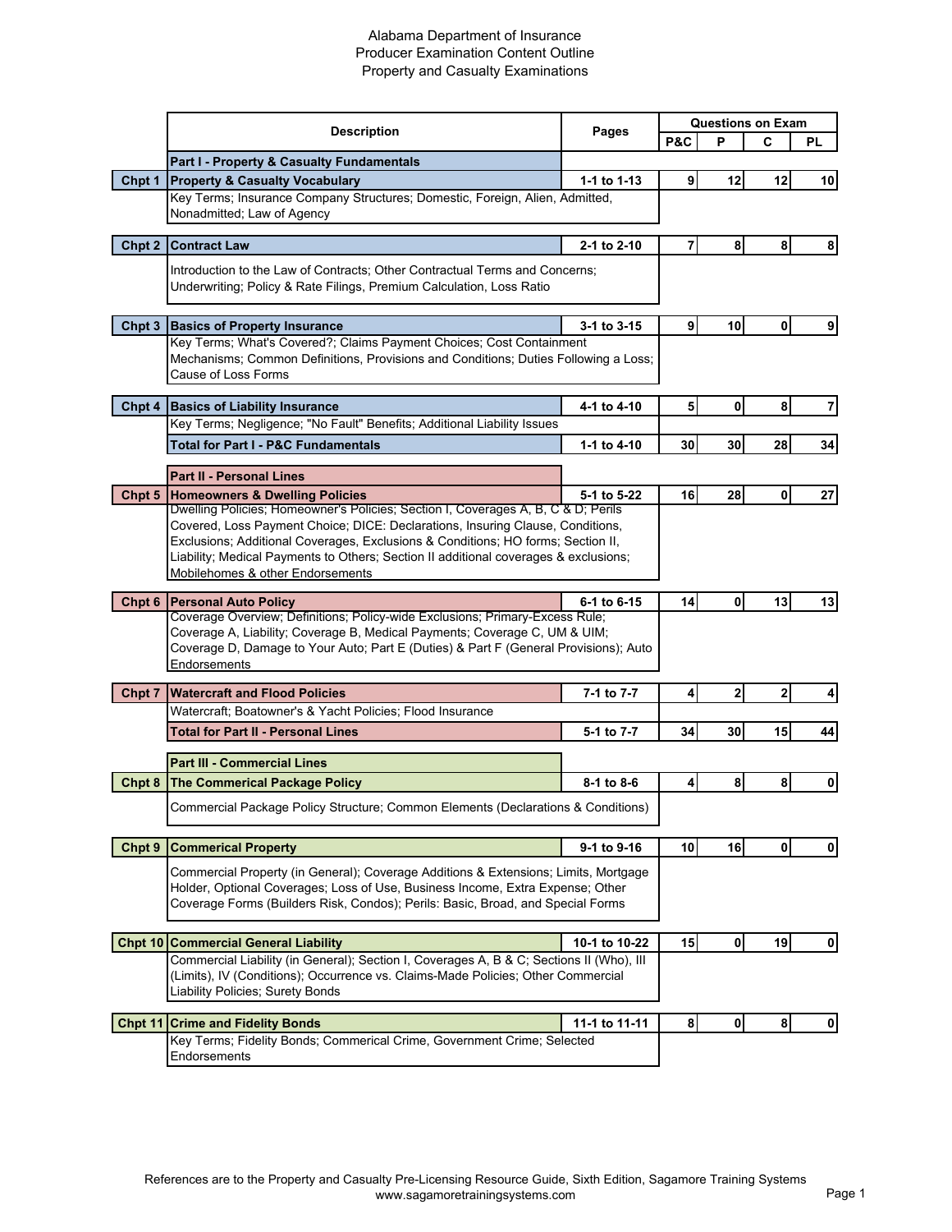Alabama Department of Insurance
Producer Examination Content Outline
Property and Casualty Examinations

| | Description | Pages | Questions on Exam | | | |
|---|---|---|---|---|---|---|
| | | | P&C | P | C | PL |
| | **Part I - Property & Casualty Fundamentals** | | | | | |
| **Chpt 1** | **Property & Casualty Vocabulary** | **1-1 to 1-13** | **9** | **12** | **12** | **10** |
| | Key Terms; Insurance Company Structures; Domestic, Foreign, Alien, Admitted, Nonadmitted; Law of Agency | | | | | |
| **Chpt 2** | **Contract Law** | **2-1 to 2-10** | **7** | **8** | **8** | **8** |
| | Introduction to the Law of Contracts; Other Contractual Terms and Concerns; Underwriting; Policy & Rate Filings, Premium Calculation, Loss Ratio | | | | | |
| **Chpt 3** | **Basics of Property Insurance** | **3-1 to 3-15** | **9** | **10** | **0** | **9** |
| | Key Terms; What's Covered?; Claims Payment Choices; Cost Containment Mechanisms; Common Definitions, Provisions and Conditions; Duties Following a Loss; Cause of Loss Forms | | | | | |
| **Chpt 4** | **Basics of Liability Insurance** | **4-1 to 4-10** | **5** | **0** | **8** | **7** |
| | Key Terms; Negligence; "No Fault" Benefits; Additional Liability Issues | | | | | |
| | **Total for Part I - P&C Fundamentals** | **1-1 to 4-10** | **30** | **30** | **28** | **34** |
| | **Part II - Personal Lines** | | | | | |
| **Chpt 5** | **Homeowners & Dwelling Policies** | **5-1 to 5-22** | **16** | **28** | **0** | **27** |
| | Dwelling Policies; Homeowner's Policies; Section I, Coverages A, B, C & D; Perils Covered, Loss Payment Choice; DICE: Declarations, Insuring Clause, Conditions, Exclusions; Additional Coverages, Exclusions & Conditions; HO forms; Section II, Liability; Medical Payments to Others; Section II additional coverages & exclusions; Mobilehomes & other Endorsements | | | | | |
| **Chpt 6** | **Personal Auto Policy** | **6-1 to 6-15** | **14** | **0** | **13** | **13** |
| | Coverage Overview; Definitions; Policy-wide Exclusions; Primary-Excess Rule; Coverage A, Liability; Coverage B, Medical Payments; Coverage C, UM & UIM; Coverage D, Damage to Your Auto; Part E (Duties) & Part F (General Provisions); Auto Endorsements | | | | | |
| **Chpt 7** | **Watercraft and Flood Policies** | **7-1 to 7-7** | **4** | **2** | **2** | **4** |
| | Watercraft; Boatowner's & Yacht Policies; Flood Insurance | | | | | |
| | **Total for Part II - Personal Lines** | **5-1 to 7-7** | **34** | **30** | **15** | **44** |
| | **Part III - Commercial Lines** | | | | | |
| **Chpt 8** | **The Commerical Package Policy** | **8-1 to 8-6** | **4** | **8** | **8** | **0** |
| | Commercial Package Policy Structure; Common Elements (Declarations & Conditions) | | | | | |
| **Chpt 9** | **Commerical Property** | **9-1 to 9-16** | **10** | **16** | **0** | **0** |
| | Commercial Property (in General); Coverage Additions & Extensions; Limits, Mortgage Holder, Optional Coverages; Loss of Use, Business Income, Extra Expense; Other Coverage Forms (Builders Risk, Condos); Perils: Basic, Broad, and Special Forms | | | | | |
| **Chpt 10** | **Commercial General Liability** | **10-1 to 10-22** | **15** | **0** | **19** | **0** |
| | Commercial Liability (in General); Section I, Coverages A, B & C; Sections II (Who), III (Limits), IV (Conditions); Occurrence vs. Claims-Made Policies; Other Commercial Liability Policies; Surety Bonds | | | | | |
| **Chpt 11** | **Crime and Fidelity Bonds** | **11-1 to 11-11** | **8** | **0** | **8** | **0** |
| | Key Terms; Fidelity Bonds; Commerical Crime, Government Crime; Selected Endorsements | | | | | |

References are to the Property and Casualty Pre-Licensing Resource Guide, Sixth Edition, Sagamore Training Systems
www.sagamoretrainingsystems.com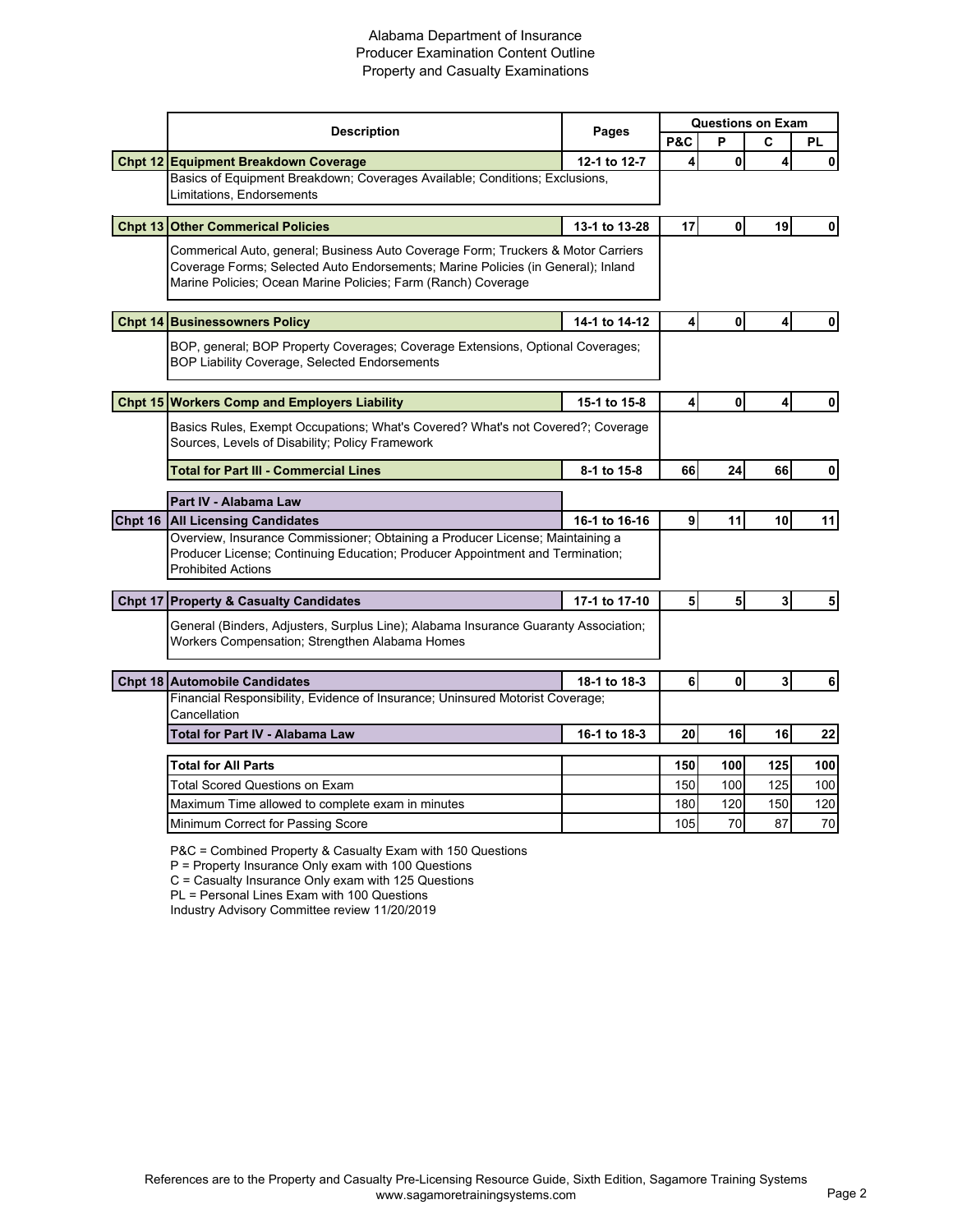Alabama Department of Insurance
Producer Examination Content Outline
Property and Casualty Examinations

| | Description | Pages | Questions on Exam | | | |
|---|---|---|---|---|---|---|
| | | | P&C | P | C | PL |
| Chpt 12 | **Equipment Breakdown Coverage** | 12-1 to 12-7 | 4 | 0 | 4 | 0 |
| | Basics of Equipment Breakdown; Coverages Available; Conditions; Exclusions, Limitations, Endorsements | | | | | |
| Chpt 13 | **Other Commerical Policies** | 13-1 to 13-28 | 17 | 0 | 19 | 0 |
| | Commerical Auto, general; Business Auto Coverage Form; Truckers & Motor Carriers Coverage Forms; Selected Auto Endorsements; Marine Policies (in General); Inland Marine Policies; Ocean Marine Policies; Farm (Ranch) Coverage | | | | | |
| Chpt 14 | **Businessowners Policy** | 14-1 to 14-12 | 4 | 0 | 4 | 0 |
| | BOP, general; BOP Property Coverages; Coverage Extensions, Optional Coverages; BOP Liability Coverage, Selected Endorsements | | | | | |
| Chpt 15 | **Workers Comp and Employers Liability** | 15-1 to 15-8 | 4 | 0 | 4 | 0 |
| | Basics Rules, Exempt Occupations; What's Covered? What's not Covered?; Coverage Sources, Levels of Disability; Policy Framework | | | | | |
| | **Total for Part III - Commercial Lines** | 8-1 to 15-8 | 66 | 24 | 66 | 0 |
| | **Part IV - Alabama Law** | | | | | |
| Chpt 16 | **All Licensing Candidates** | 16-1 to 16-16 | 9 | 11 | 10 | 11 |
| | Overview, Insurance Commissioner; Obtaining a Producer License; Maintaining a Producer License; Continuing Education; Producer Appointment and Termination; Prohibited Actions | | | | | |
| Chpt 17 | **Property & Casualty Candidates** | 17-1 to 17-10 | 5 | 5 | 3 | 5 |
| | General (Binders, Adjusters, Surplus Line); Alabama Insurance Guaranty Association; Workers Compensation; Strengthen Alabama Homes | | | | | |
| Chpt 18 | **Automobile Candidates** | 18-1 to 18-3 | 6 | 0 | 3 | 6 |
| | Financial Responsibility, Evidence of Insurance; Uninsured Motorist Coverage; Cancellation | | | | | |
| | **Total for Part IV - Alabama Law** | 16-1 to 18-3 | 20 | 16 | 16 | 22 |
| | **Total for All Parts** | | 150 | 100 | 125 | 100 |
| | Total Scored Questions on Exam | | 150 | 100 | 125 | 100 |
| | Maximum Time allowed to complete exam in minutes | | 180 | 120 | 150 | 120 |
| | Minimum Correct for Passing Score | | 105 | 70 | 87 | 70 |

P&C = Combined Property & Casualty Exam with 150 Questions
P = Property Insurance Only exam with 100 Questions
C = Casualty Insurance Only exam with 125 Questions
PL = Personal Lines Exam with 100 Questions
Industry Advisory Committee review 11/20/2019

References are to the Property and Casualty Pre-Licensing Resource Guide, Sixth Edition, Sagamore Training Systems
www.sagamoretrainingsystems.com